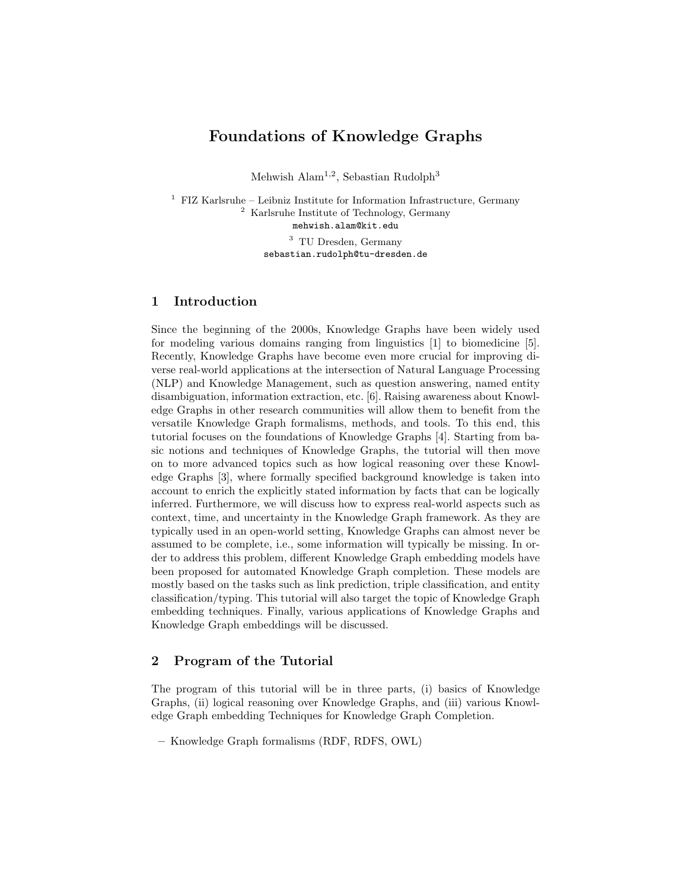# Foundations of Knowledge Graphs

Mehwish Alam[1,2], Sebastian Rudolph[3]

[1] FIZ Karlsruhe – Leibniz Institute for Information Infrastructure, Germany
[2] Karlsruhe Institute of Technology, Germany
mehwish.alam@kit.edu
[3] TU Dresden, Germany
sebastian.rudolph@tu-dresden.de

## 1 Introduction

Since the beginning of the 2000s, Knowledge Graphs have been widely used for modeling various domains ranging from linguistics [1] to biomedicine [5]. Recently, Knowledge Graphs have become even more crucial for improving diverse real-world applications at the intersection of Natural Language Processing (NLP) and Knowledge Management, such as question answering, named entity disambiguation, information extraction, etc. [6]. Raising awareness about Knowledge Graphs in other research communities will allow them to benefit from the versatile Knowledge Graph formalisms, methods, and tools. To this end, this tutorial focuses on the foundations of Knowledge Graphs [4]. Starting from basic notions and techniques of Knowledge Graphs, the tutorial will then move on to more advanced topics such as how logical reasoning over these Knowledge Graphs [3], where formally specified background knowledge is taken into account to enrich the explicitly stated information by facts that can be logically inferred. Furthermore, we will discuss how to express real-world aspects such as context, time, and uncertainty in the Knowledge Graph framework. As they are typically used in an open-world setting, Knowledge Graphs can almost never be assumed to be complete, i.e., some information will typically be missing. In order to address this problem, different Knowledge Graph embedding models have been proposed for automated Knowledge Graph completion. These models are mostly based on the tasks such as link prediction, triple classification, and entity classification/typing. This tutorial will also target the topic of Knowledge Graph embedding techniques. Finally, various applications of Knowledge Graphs and Knowledge Graph embeddings will be discussed.

## 2 Program of the Tutorial

The program of this tutorial will be in three parts, (i) basics of Knowledge Graphs, (ii) logical reasoning over Knowledge Graphs, and (iii) various Knowledge Graph embedding Techniques for Knowledge Graph Completion.

- Knowledge Graph formalisms (RDF, RDFS, OWL)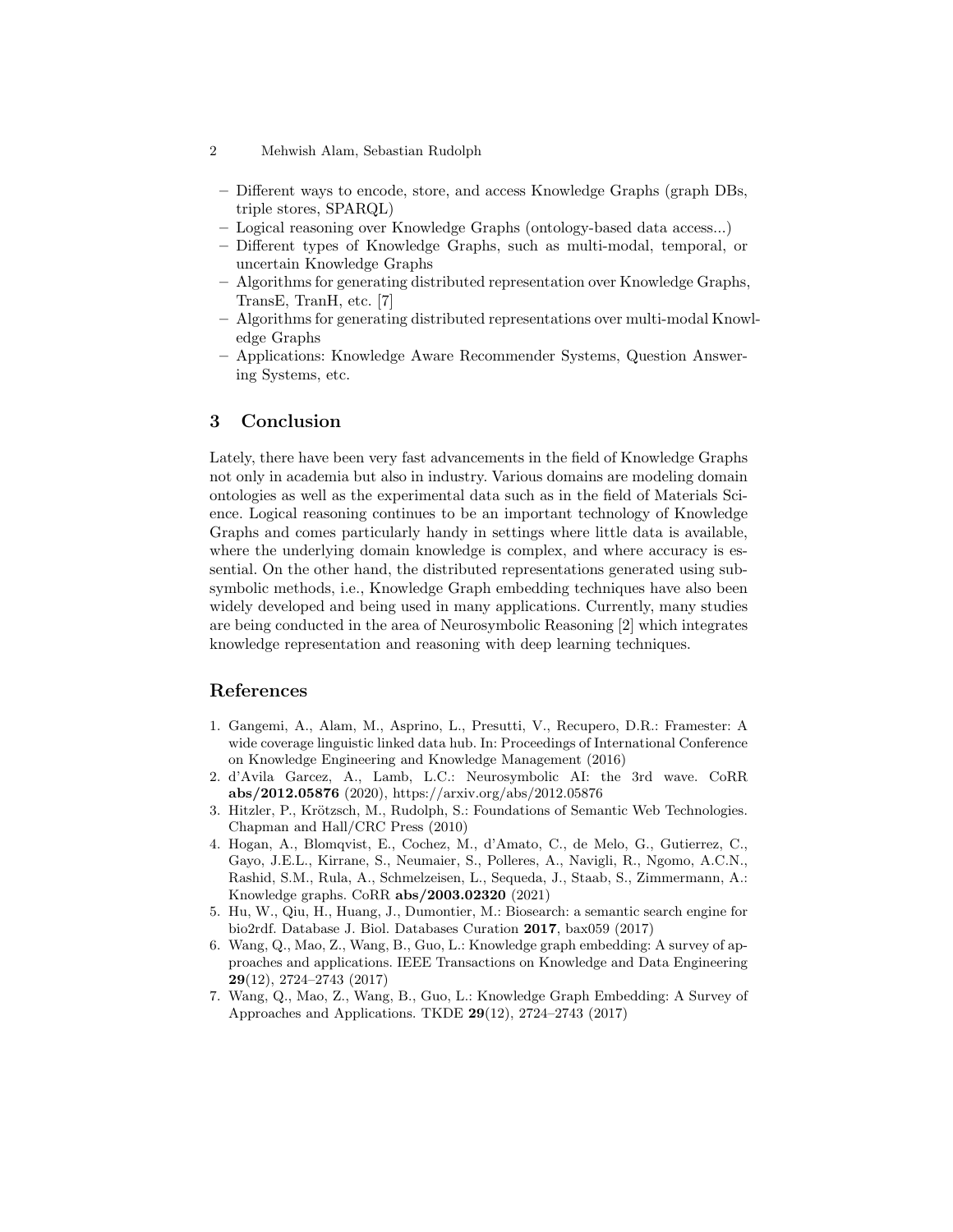- Different ways to encode, store, and access Knowledge Graphs (graph DBs, triple stores, SPARQL)
- Logical reasoning over Knowledge Graphs (ontology-based data access...)
- Different types of Knowledge Graphs, such as multi-modal, temporal, or uncertain Knowledge Graphs
- Algorithms for generating distributed representation over Knowledge Graphs, TransE, TranH, etc. [7]
- Algorithms for generating distributed representations over multi-modal Knowledge Graphs
- Applications: Knowledge Aware Recommender Systems, Question Answering Systems, etc.

## 3 Conclusion

Lately, there have been very fast advancements in the field of Knowledge Graphs not only in academia but also in industry. Various domains are modeling domain ontologies as well as the experimental data such as in the field of Materials Science. Logical reasoning continues to be an important technology of Knowledge Graphs and comes particularly handy in settings where little data is available, where the underlying domain knowledge is complex, and where accuracy is essential. On the other hand, the distributed representations generated using subsymbolic methods, i.e., Knowledge Graph embedding techniques have also been widely developed and being used in many applications. Currently, many studies are being conducted in the area of Neurosymbolic Reasoning [2] which integrates knowledge representation and reasoning with deep learning techniques.

## References

1. Gangemi, A., Alam, M., Asprino, L., Presutti, V., Recupero, D.R.: Framester: A wide coverage linguistic linked data hub. In: Proceedings of International Conference on Knowledge Engineering and Knowledge Management (2016)
2. d'Avila Garcez, A., Lamb, L.C.: Neurosymbolic AI: the 3rd wave. CoRR **abs/2012.05876** (2020), https://arxiv.org/abs/2012.05876
3. Hitzler, P., Krötzsch, M., Rudolph, S.: Foundations of Semantic Web Technologies. Chapman and Hall/CRC Press (2010)
4. Hogan, A., Blomqvist, E., Cochez, M., d'Amato, C., de Melo, G., Gutierrez, C., Gayo, J.E.L., Kirrane, S., Neumaier, S., Polleres, A., Navigli, R., Ngomo, A.C.N., Rashid, S.M., Rula, A., Schmelzeisen, L., Sequeda, J., Staab, S., Zimmermann, A.: Knowledge graphs. CoRR **abs/2003.02320** (2021)
5. Hu, W., Qiu, H., Huang, J., Dumontier, M.: Biosearch: a semantic search engine for bio2rdf. Database J. Biol. Databases Curation **2017**, bax059 (2017)
6. Wang, Q., Mao, Z., Wang, B., Guo, L.: Knowledge graph embedding: A survey of approaches and applications. IEEE Transactions on Knowledge and Data Engineering **29**(12), 2724–2743 (2017)
7. Wang, Q., Mao, Z., Wang, B., Guo, L.: Knowledge Graph Embedding: A Survey of Approaches and Applications. TKDE **29**(12), 2724–2743 (2017)